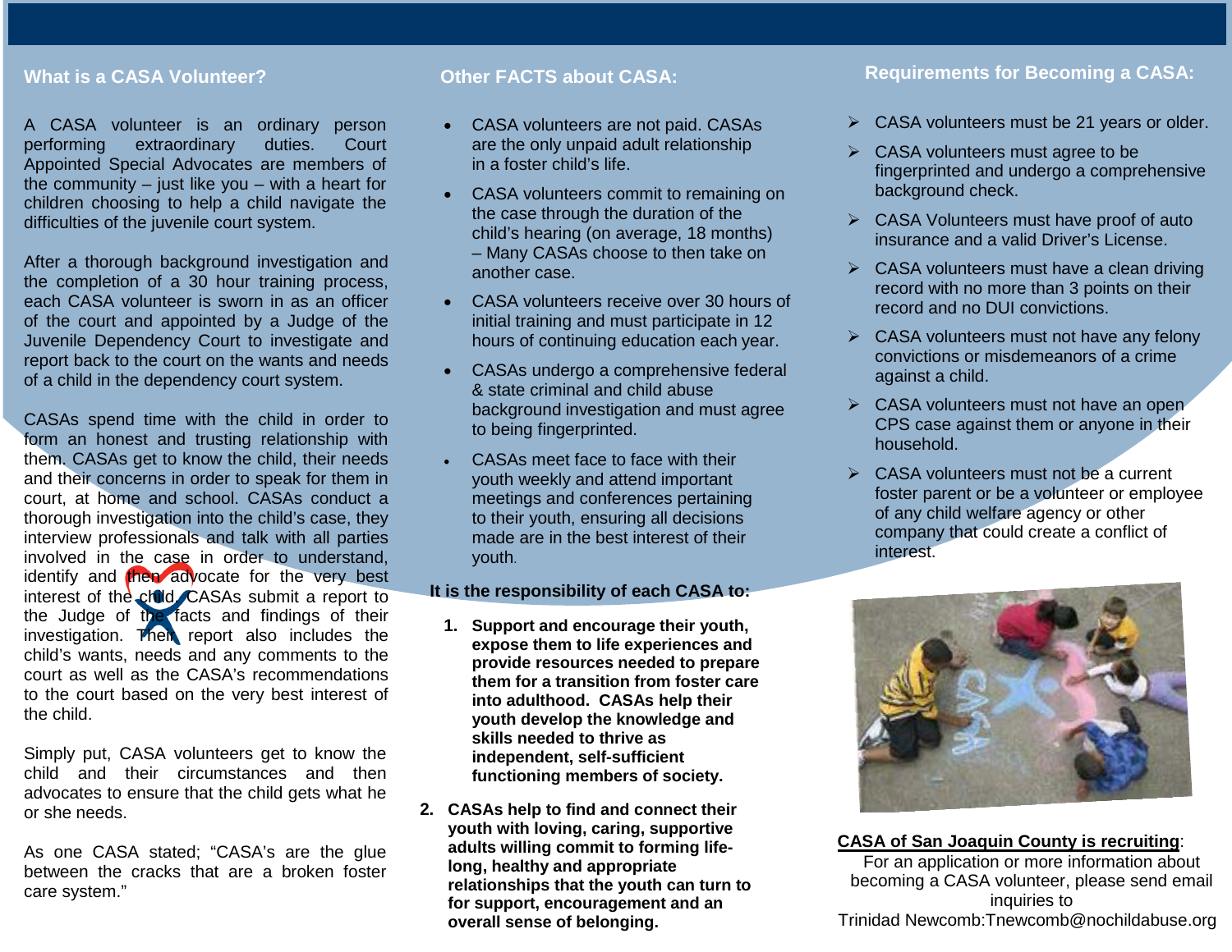## What is a CASA Volunteer?

A CASA volunteer is an ordinary person performing extraordinary duties. Court Appointed Special Advocates are members of the community – just like you – with a heart for children choosing to help a child navigate the difficulties of the juvenile court system.

After a thorough background investigation and the completion of a 30 hour training process, each CASA volunteer is sworn in as an officer of the court and appointed by a Judge of the Juvenile Dependency Court to investigate and report back to the court on the wants and needs of a child in the dependency court system.

CASAs spend time with the child in order to form an honest and trusting relationship with them. CASAs get to know the child, their needs and their concerns in order to speak for them in court, at home and school. CASAs conduct a thorough investigation into the child's case, they interview professionals and talk with all parties involved in the case in order to understand, identify and then advocate for the very best interest of the child. CASAs submit a report to the Judge of the facts and findings of their investigation. Their report also includes the child's wants, needs and any comments to the court as well as the CASA's recommendations to the court based on the very best interest of the child.

Simply put, CASA volunteers get to know the child and their circumstances and then advocates to ensure that the child gets what he or she needs.

As one CASA stated; "CASA's are the glue between the cracks that are a broken foster care system."

## Other FACTS about CASA:

- CASA volunteers are not paid. CASAs are the only unpaid adult relationship in a foster child's life.
- CASA volunteers commit to remaining on the case through the duration of the child's hearing (on average, 18 months) – Many CASAs choose to then take on another case.
- CASA volunteers receive over 30 hours of initial training and must participate in 12 hours of continuing education each year.
- CASAs undergo a comprehensive federal & state criminal and child abuse background investigation and must agree to being fingerprinted.
- CASAs meet face to face with their youth weekly and attend important meetings and conferences pertaining to their youth, ensuring all decisions made are in the best interest of their youth.

**It is the responsibility of each CASA to:**

1. **Support and encourage their youth, expose them to life experiences and provide resources needed to prepare them for a transition from foster care into adulthood. CASAs help their youth develop the knowledge and skills needed to thrive as independent, self-sufficient functioning members of society.**
2. **CASAs help to find and connect their youth with loving, caring, supportive adults willing commit to forming life-long, healthy and appropriate relationships that the youth can turn to for support, encouragement and an overall sense of belonging.**

## Requirements for Becoming a CASA:

- CASA volunteers must be 21 years or older.
- CASA volunteers must agree to be fingerprinted and undergo a comprehensive background check.
- CASA Volunteers must have proof of auto insurance and a valid Driver's License.
- CASA volunteers must have a clean driving record with no more than 3 points on their record and no DUI convictions.
- CASA volunteers must not have any felony convictions or misdemeanors of a crime against a child.
- CASA volunteers must not have an open CPS case against them or anyone in their household.
- CASA volunteers must not be a current foster parent or be a volunteer or employee of any child welfare agency or other company that could create a conflict of interest.

**<u>CASA of San Joaquin County is recruiting</u>**:
For an application or more information about becoming a CASA volunteer, please send email inquiries to
Trinidad Newcomb:Tnewcomb@nochildabuse.org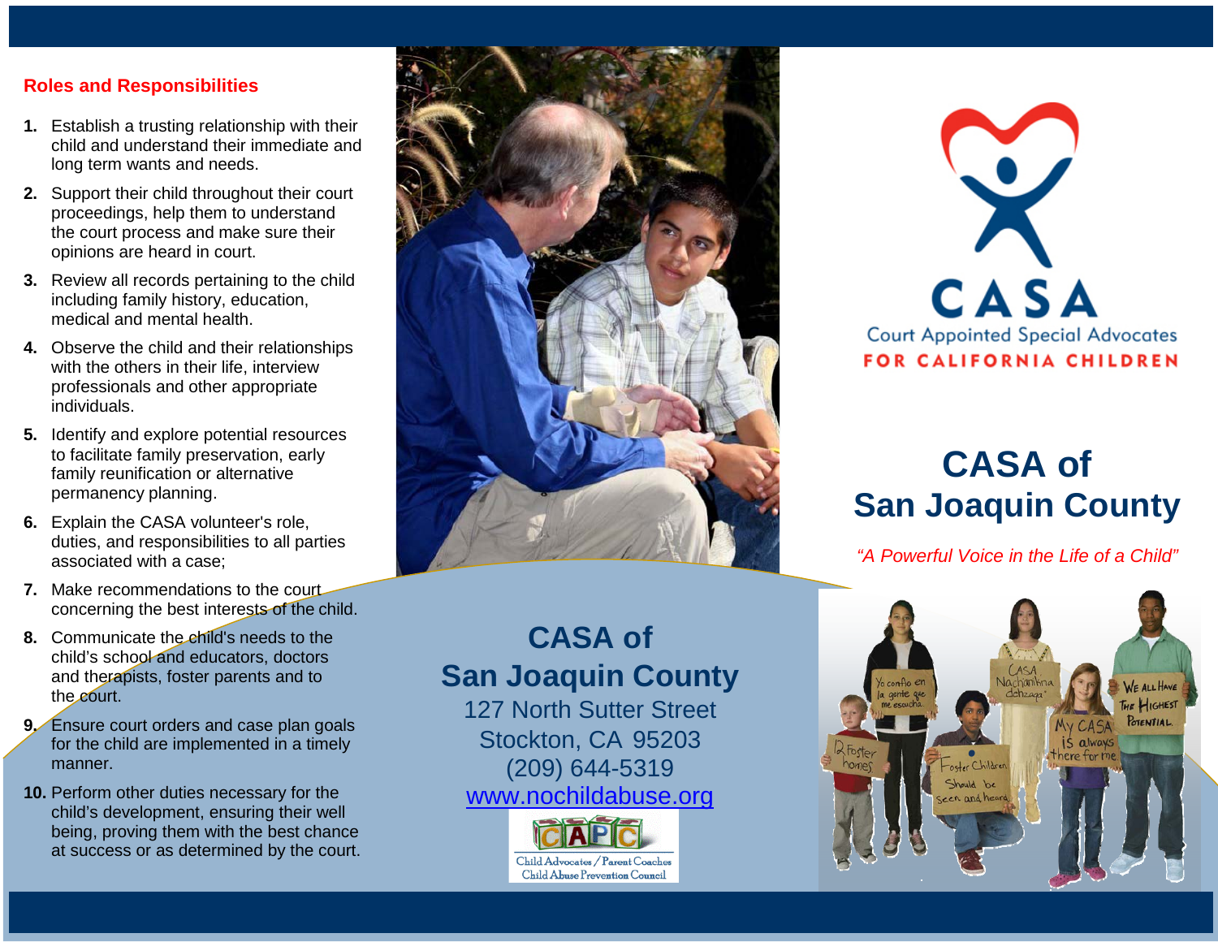## Roles and Responsibilities

1. Establish a trusting relationship with their child and understand their immediate and long term wants and needs.
2. Support their child throughout their court proceedings, help them to understand the court process and make sure their opinions are heard in court.
3. Review all records pertaining to the child including family history, education, medical and mental health.
4. Observe the child and their relationships with the others in their life, interview professionals and other appropriate individuals.
5. Identify and explore potential resources to facilitate family preservation, early family reunification or alternative permanency planning.
6. Explain the CASA volunteer's role, duties, and responsibilities to all parties associated with a case;
7. Make recommendations to the court concerning the best interests of the child.
8. Communicate the child's needs to the child's school and educators, doctors and therapists, foster parents and to the court.
9. Ensure court orders and case plan goals for the child are implemented in a timely manner.
10. Perform other duties necessary for the child's development, ensuring their well being, proving them with the best chance at success or as determined by the court.

## CASA of San Joaquin County

127 North Sutter Street
Stockton, CA 95203
(209) 644-5319
www.nochildabuse.org

CAPC
Child Advocates / Parent Coaches
Child Abuse Prevention Council

CASA
Court Appointed Special Advocates
FOR CALIFORNIA CHILDREN

# CASA of San Joaquin County

*"A Powerful Voice in the Life of a Child"*